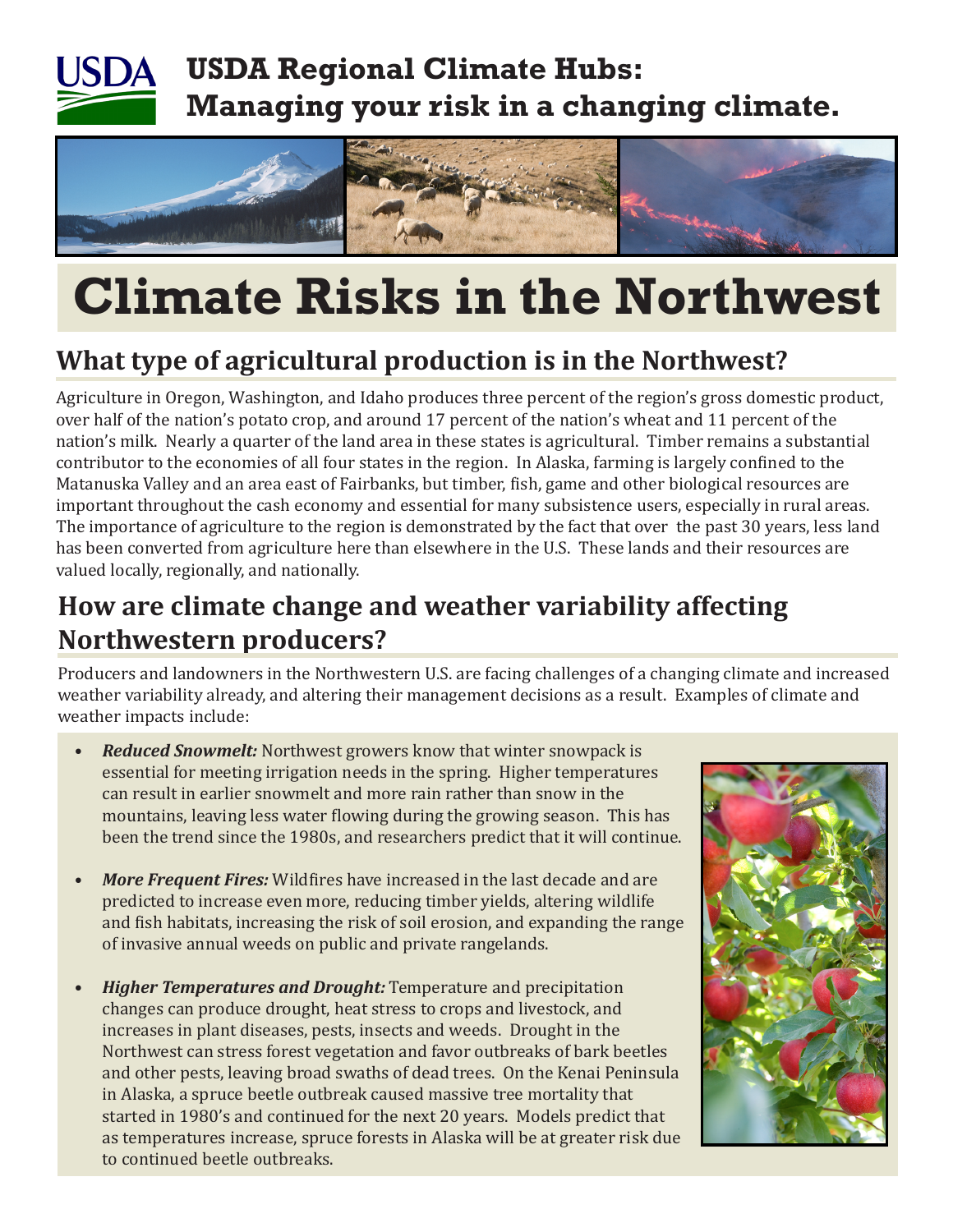# USDA Regional Climate Hubs: Managing your risk in a changing climate.

# Climate Risks in the Northwest

## What type of agricultural production is in the Northwest?

Agriculture in Oregon, Washington, and Idaho produces three percent of the region's gross domestic product, over half of the nation's potato crop, and around 17 percent of the nation's wheat and 11 percent of the nation's milk. Nearly a quarter of the land area in these states is agricultural. Timber remains a substantial contributor to the economies of all four states in the region. In Alaska, farming is largely confined to the Matanuska Valley and an area east of Fairbanks, but timber, fish, game and other biological resources are important throughout the cash economy and essential for many subsistence users, especially in rural areas. The importance of agriculture to the region is demonstrated by the fact that over the past 30 years, less land has been converted from agriculture here than elsewhere in the U.S. These lands and their resources are valued locally, regionally, and nationally.

## How are climate change and weather variability affecting Northwestern producers?

Producers and landowners in the Northwestern U.S. are facing challenges of a changing climate and increased weather variability already, and altering their management decisions as a result. Examples of climate and weather impacts include:

- ***Reduced Snowmelt:*** Northwest growers know that winter snowpack is essential for meeting irrigation needs in the spring. Higher temperatures can result in earlier snowmelt and more rain rather than snow in the mountains, leaving less water flowing during the growing season. This has been the trend since the 1980s, and researchers predict that it will continue.

- ***More Frequent Fires:*** Wildfires have increased in the last decade and are predicted to increase even more, reducing timber yields, altering wildlife and fish habitats, increasing the risk of soil erosion, and expanding the range of invasive annual weeds on public and private rangelands.

- ***Higher Temperatures and Drought:*** Temperature and precipitation changes can produce drought, heat stress to crops and livestock, and increases in plant diseases, pests, insects and weeds. Drought in the Northwest can stress forest vegetation and favor outbreaks of bark beetles and other pests, leaving broad swaths of dead trees. On the Kenai Peninsula in Alaska, a spruce beetle outbreak caused massive tree mortality that started in 1980's and continued for the next 20 years. Models predict that as temperatures increase, spruce forests in Alaska will be at greater risk due to continued beetle outbreaks.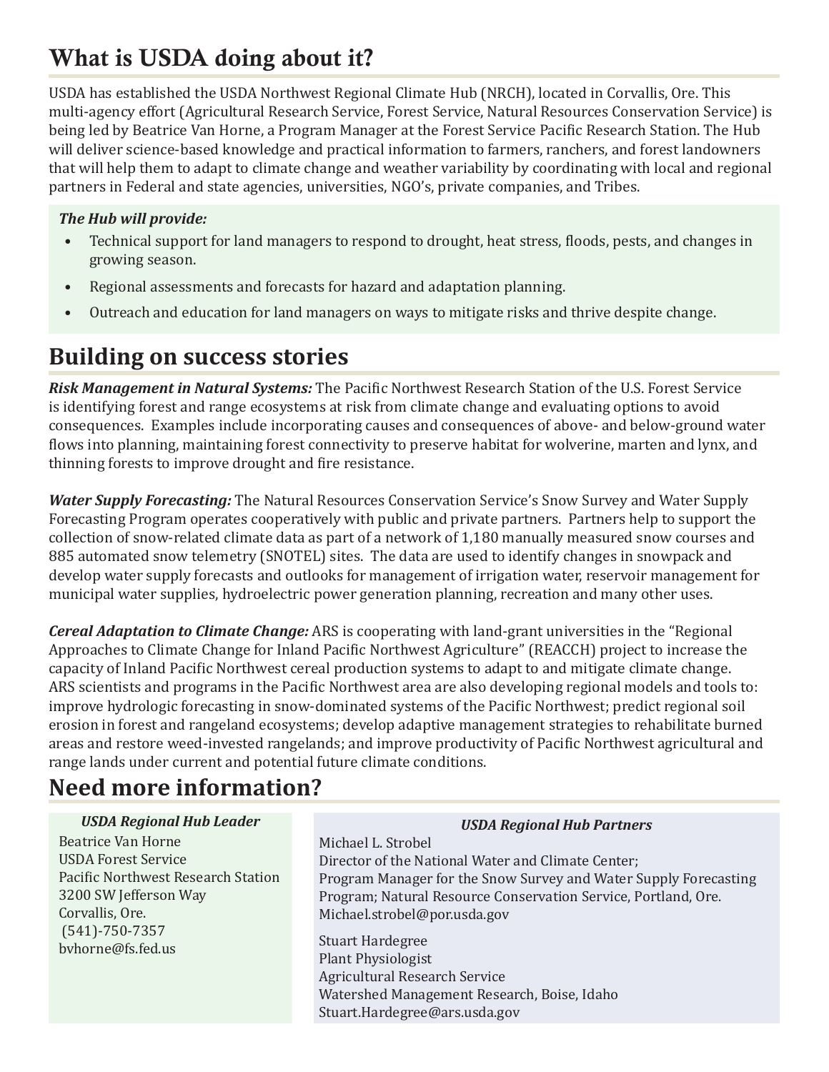## What is USDA doing about it?

USDA has established the USDA Northwest Regional Climate Hub (NRCH), located in Corvallis, Ore. This multi-agency effort (Agricultural Research Service, Forest Service, Natural Resources Conservation Service) is being led by Beatrice Van Horne, a Program Manager at the Forest Service Pacific Research Station. The Hub will deliver science-based knowledge and practical information to farmers, ranchers, and forest landowners that will help them to adapt to climate change and weather variability by coordinating with local and regional partners in Federal and state agencies, universities, NGO's, private companies, and Tribes.

***The Hub will provide:***

- Technical support for land managers to respond to drought, heat stress, floods, pests, and changes in growing season.
- Regional assessments and forecasts for hazard and adaptation planning.
- Outreach and education for land managers on ways to mitigate risks and thrive despite change.

## Building on success stories

***Risk Management in Natural Systems:*** The Pacific Northwest Research Station of the U.S. Forest Service is identifying forest and range ecosystems at risk from climate change and evaluating options to avoid consequences. Examples include incorporating causes and consequences of above- and below-ground water flows into planning, maintaining forest connectivity to preserve habitat for wolverine, marten and lynx, and thinning forests to improve drought and fire resistance.

***Water Supply Forecasting:*** The Natural Resources Conservation Service's Snow Survey and Water Supply Forecasting Program operates cooperatively with public and private partners. Partners help to support the collection of snow-related climate data as part of a network of 1,180 manually measured snow courses and 885 automated snow telemetry (SNOTEL) sites. The data are used to identify changes in snowpack and develop water supply forecasts and outlooks for management of irrigation water, reservoir management for municipal water supplies, hydroelectric power generation planning, recreation and many other uses.

***Cereal Adaptation to Climate Change:*** ARS is cooperating with land-grant universities in the "Regional Approaches to Climate Change for Inland Pacific Northwest Agriculture" (REACCH) project to increase the capacity of Inland Pacific Northwest cereal production systems to adapt to and mitigate climate change. ARS scientists and programs in the Pacific Northwest area are also developing regional models and tools to: improve hydrologic forecasting in snow-dominated systems of the Pacific Northwest; predict regional soil erosion in forest and rangeland ecosystems; develop adaptive management strategies to rehabilitate burned areas and restore weed-invested rangelands; and improve productivity of Pacific Northwest agricultural and range lands under current and potential future climate conditions.

## Need more information?

***USDA Regional Hub Leader***

Beatrice Van Horne
USDA Forest Service
Pacific Northwest Research Station
3200 SW Jefferson Way
Corvallis, Ore.
(541)-750-7357
bvhorne@fs.fed.us

***USDA Regional Hub Partners***

Michael L. Strobel
Director of the National Water and Climate Center;
Program Manager for the Snow Survey and Water Supply Forecasting Program; Natural Resource Conservation Service, Portland, Ore.
Michael.strobel@por.usda.gov

Stuart Hardegree
Plant Physiologist
Agricultural Research Service
Watershed Management Research, Boise, Idaho
Stuart.Hardegree@ars.usda.gov